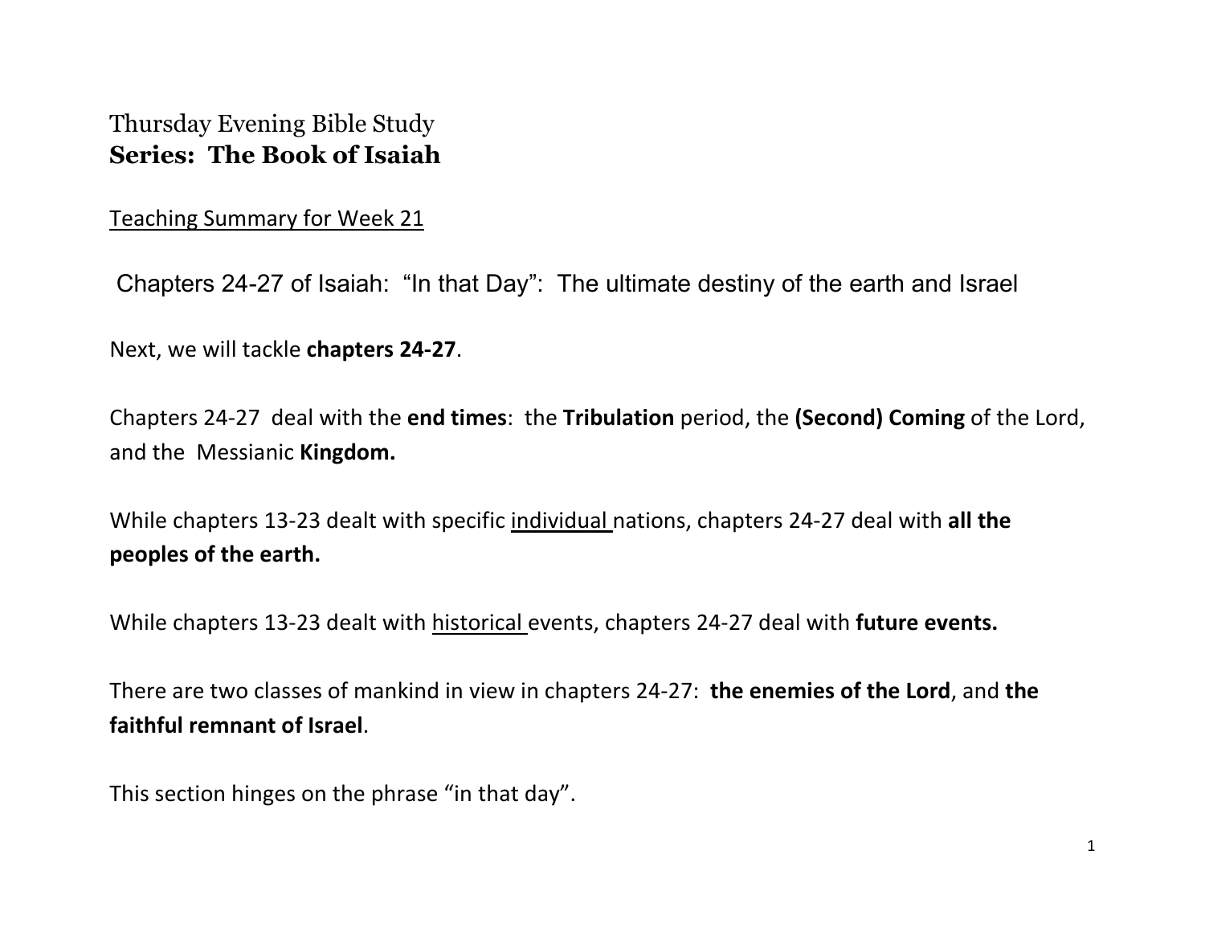Thursday Evening Bible Study

**Series: The Book of Isaiah**

<u>Teaching Summary for Week 21</u>

## Chapters 24-27 of Isaiah: "In that Day": The ultimate destiny of the earth and Israel

Next, we will tackle **chapters 24-27**.

Chapters 24-27 deal with the **end times**: the **Tribulation** period, the **(Second) Coming** of the Lord, and the Messianic **Kingdom.**

While chapters 13-23 dealt with specific <u>individual</u> nations, chapters 24-27 deal with **all the peoples of the earth.**

While chapters 13-23 dealt with <u>historical</u> events, chapters 24-27 deal with **future events.**

There are two classes of mankind in view in chapters 24-27: **the enemies of the Lord**, and **the faithful remnant of Israel**.

This section hinges on the phrase "in that day".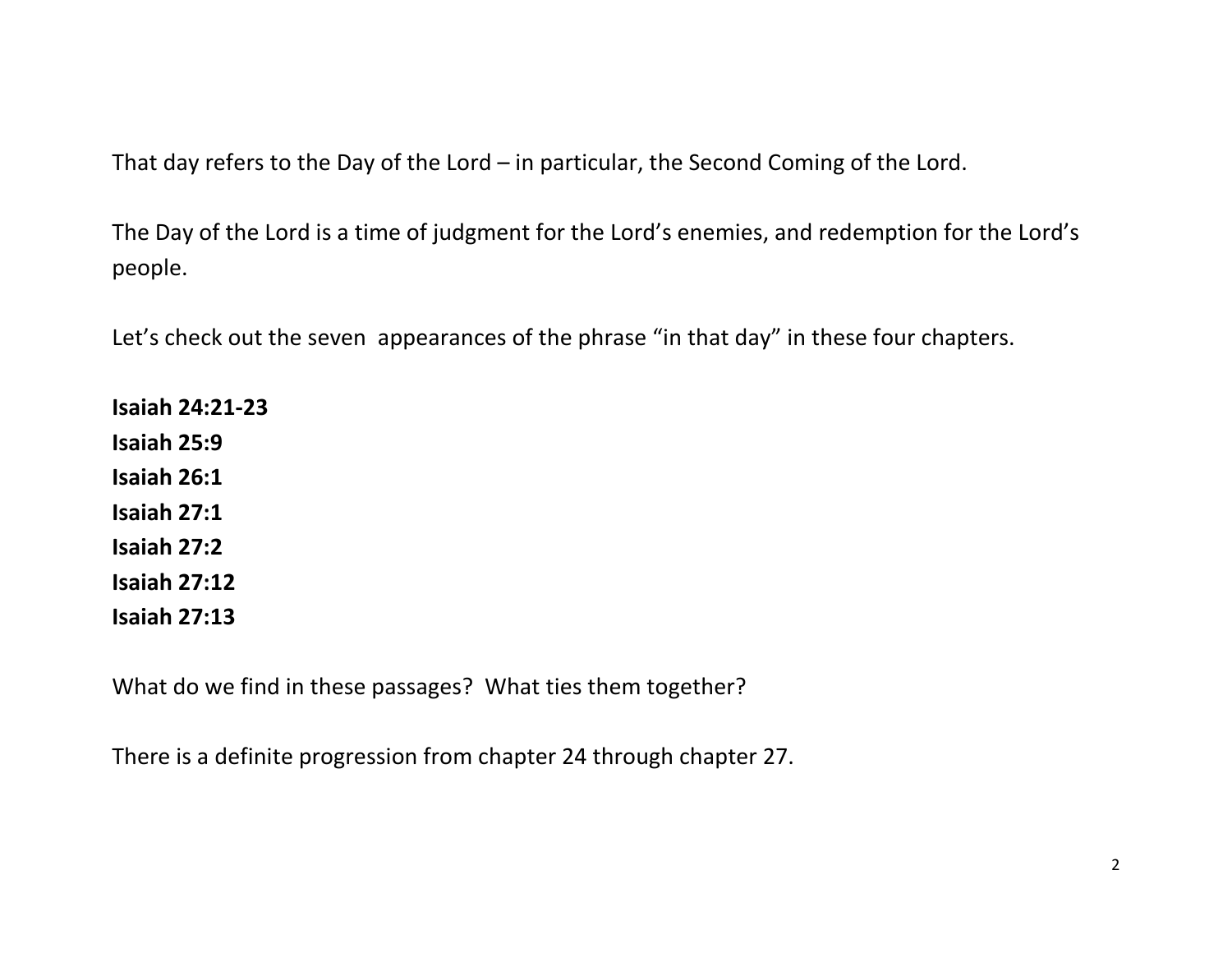That day refers to the Day of the Lord – in particular, the Second Coming of the Lord.

The Day of the Lord is a time of judgment for the Lord's enemies, and redemption for the Lord's people.

Let's check out the seven  appearances of the phrase "in that day" in these four chapters.

**Isaiah 24:21-23**
**Isaiah 25:9**
**Isaiah 26:1**
**Isaiah 27:1**
**Isaiah 27:2**
**Isaiah 27:12**
**Isaiah 27:13**

What do we find in these passages?  What ties them together?

There is a definite progression from chapter 24 through chapter 27.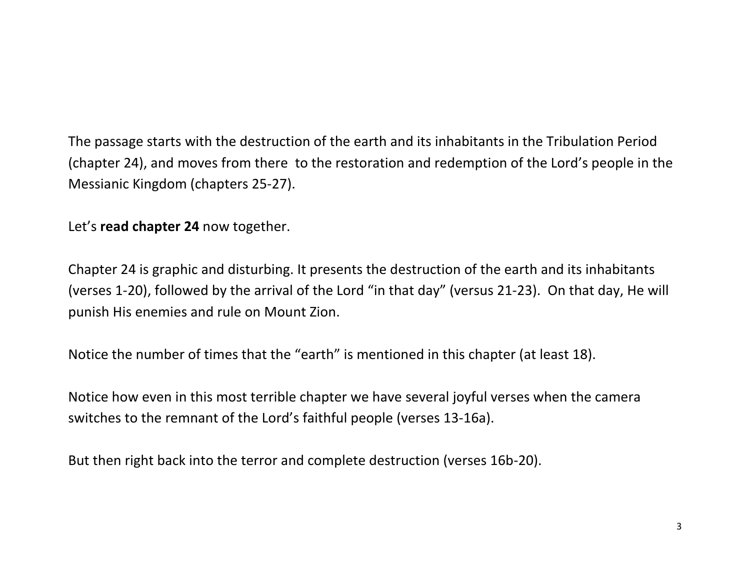The passage starts with the destruction of the earth and its inhabitants in the Tribulation Period (chapter 24), and moves from there to the restoration and redemption of the Lord's people in the Messianic Kingdom (chapters 25-27).

Let's **read chapter 24** now together.

Chapter 24 is graphic and disturbing. It presents the destruction of the earth and its inhabitants (verses 1-20), followed by the arrival of the Lord "in that day" (versus 21-23). On that day, He will punish His enemies and rule on Mount Zion.

Notice the number of times that the "earth" is mentioned in this chapter (at least 18).

Notice how even in this most terrible chapter we have several joyful verses when the camera switches to the remnant of the Lord's faithful people (verses 13-16a).

But then right back into the terror and complete destruction (verses 16b-20).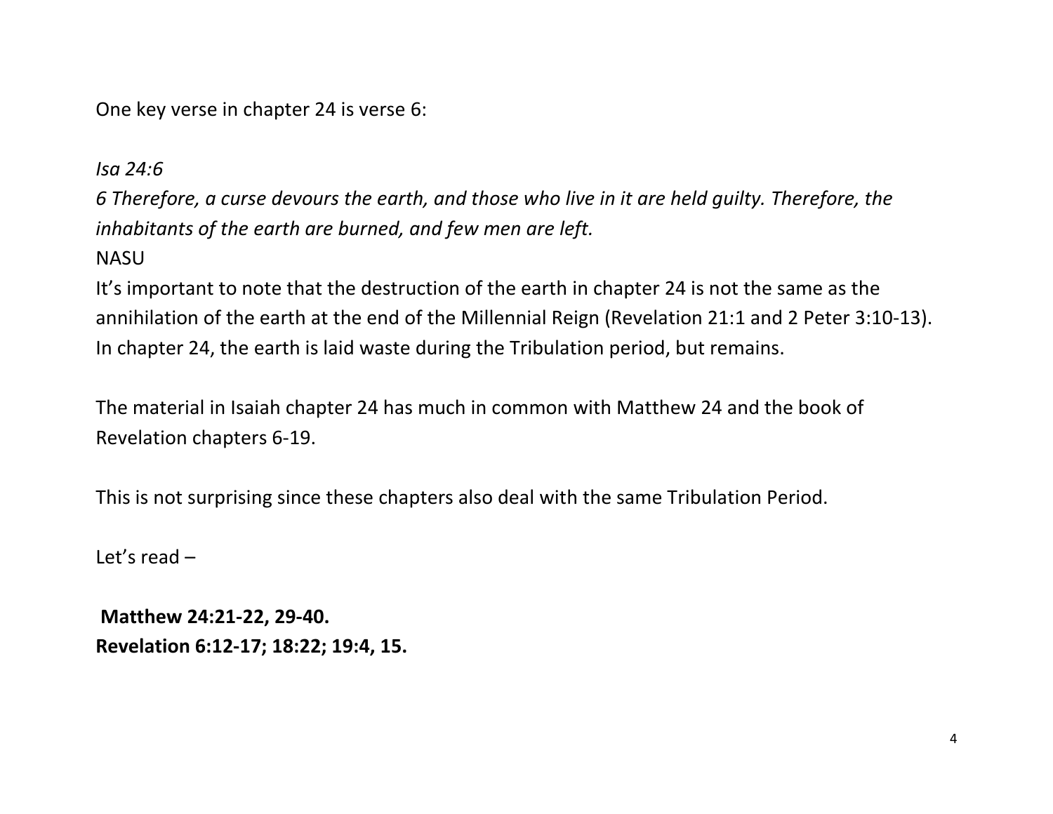One key verse in chapter 24 is verse 6:

*Isa 24:6*

*6 Therefore, a curse devours the earth, and those who live in it are held guilty. Therefore, the inhabitants of the earth are burned, and few men are left.*

NASU

It's important to note that the destruction of the earth in chapter 24 is not the same as the annihilation of the earth at the end of the Millennial Reign (Revelation 21:1 and 2 Peter 3:10-13). In chapter 24, the earth is laid waste during the Tribulation period, but remains.

The material in Isaiah chapter 24 has much in common with Matthew 24 and the book of Revelation chapters 6-19.

This is not surprising since these chapters also deal with the same Tribulation Period.

Let's read –

**Matthew 24:21-22, 29-40.**
**Revelation 6:12-17; 18:22; 19:4, 15.**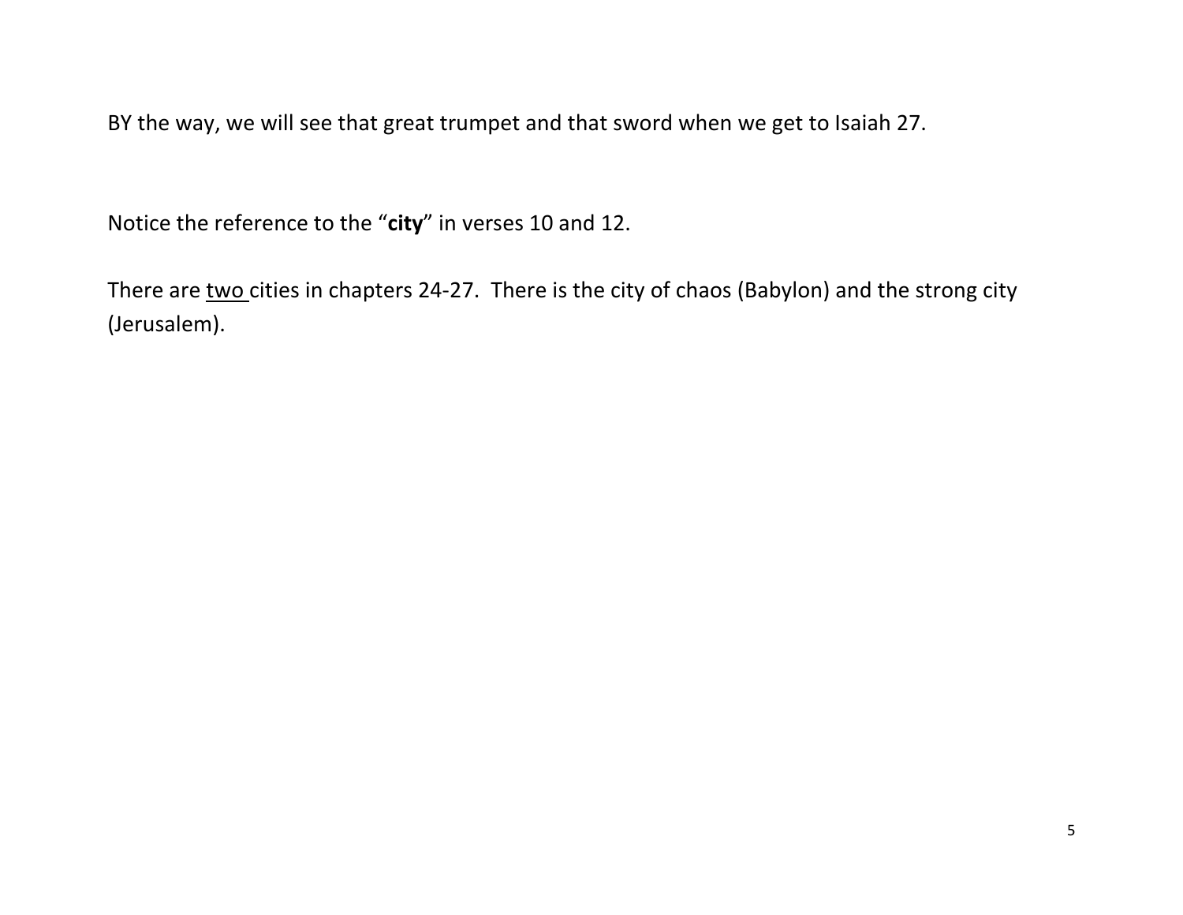BY the way, we will see that great trumpet and that sword when we get to Isaiah 27.

Notice the reference to the "**city**" in verses 10 and 12.

There are <u>two</u> cities in chapters 24-27. There is the city of chaos (Babylon) and the strong city (Jerusalem).